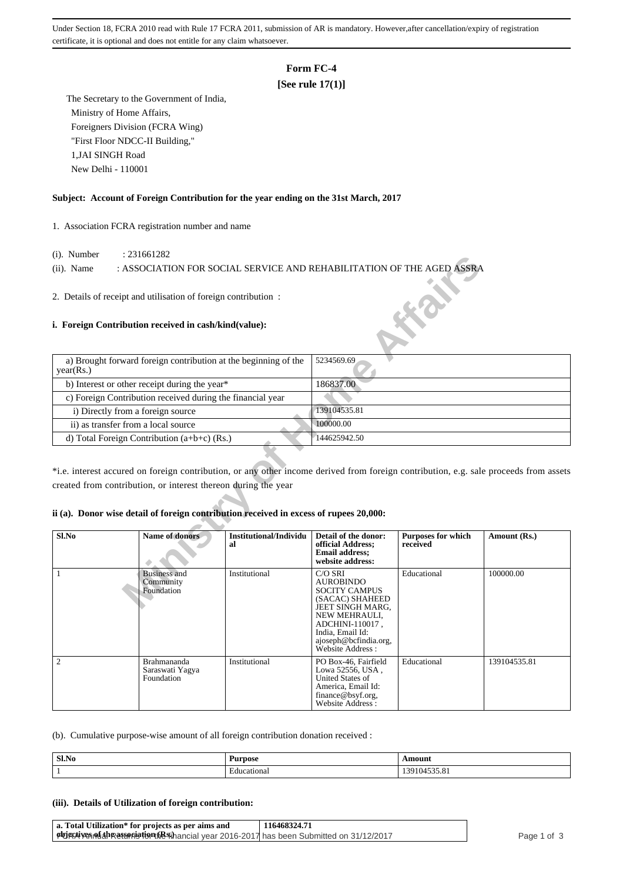Under Section 18, FCRA 2010 read with Rule 17 FCRA 2011, submission of AR is mandatory. However,after cancellation/expiry of registration certificate, it is optional and does not entitle for any claim whatsoever.

# Form FC-4

**[See rule 17(1)]**

The Secretary to the Government of India,
Ministry of Home Affairs,
Foreigners Division (FCRA Wing)
"First Floor NDCC-II Building,"
1,JAI SINGH Road
New Delhi - 110001

**Subject: Account of Foreign Contribution for the year ending on the 31st March, 2017**

1. Association FCRA registration number and name

(i). Number : 231661282

(ii). Name : ASSOCIATION FOR SOCIAL SERVICE AND REHABILITATION OF THE AGED ASSRA

2. Details of receipt and utilisation of foreign contribution :

### i. Foreign Contribution received in cash/kind(value):

| | |
|---|---|
| a) Brought forward foreign contribution at the beginning of the year(Rs.) | 5234569.69 |
| b) Interest or other receipt during the year* | 186837.00 |
| c) Foreign Contribution received during the financial year | |
| i) Directly from a foreign source | 139104535.81 |
| ii) as transfer from a local source | 100000.00 |
| d) Total Foreign Contribution (a+b+c) (Rs.) | 144625942.50 |

*i.e. interest accured on foreign contribution, or any other income derived from foreign contribution, e.g. sale proceeds from assets created from contribution, or interest thereon during the year

### ii (a). Donor wise detail of foreign contribution received in excess of rupees 20,000:

| Sl.No | Name of donors | Institutional/Individual | Detail of the donor: official Address; Email address; website address: | Purposes for which received | Amount (Rs.) |
|---|---|---|---|---|---|
| 1 | Business and Community Foundation | Institutional | C/O SRI AUROBINDO SOCITY CAMPUS (SACAC) SHAHEED JEET SINGH MARG, NEW MEHRAULI, ADCHINI-110017 , India, Email Id: ajoseph@bcfindia.org, Website Address : | Educational | 100000.00 |
| 2 | Brahmananda Saraswati Yagya Foundation | Institutional | PO Box-46, Fairfield Lowa 52556, USA , United States of America, Email Id: finance@bsyf.org, Website Address : | Educational | 139104535.81 |

(b). Cumulative purpose-wise amount of all foreign contribution donation received :

| Sl.No | Purpose | Amount |
|---|---|---|
| 1 | Educational | 139104535.81 |

### (iii). Details of Utilization of foreign contribution:

| | |
|---|---|
| a. Total Utilization* for projects as per aims and objectives of the association (Rs.) | 116468324.71 |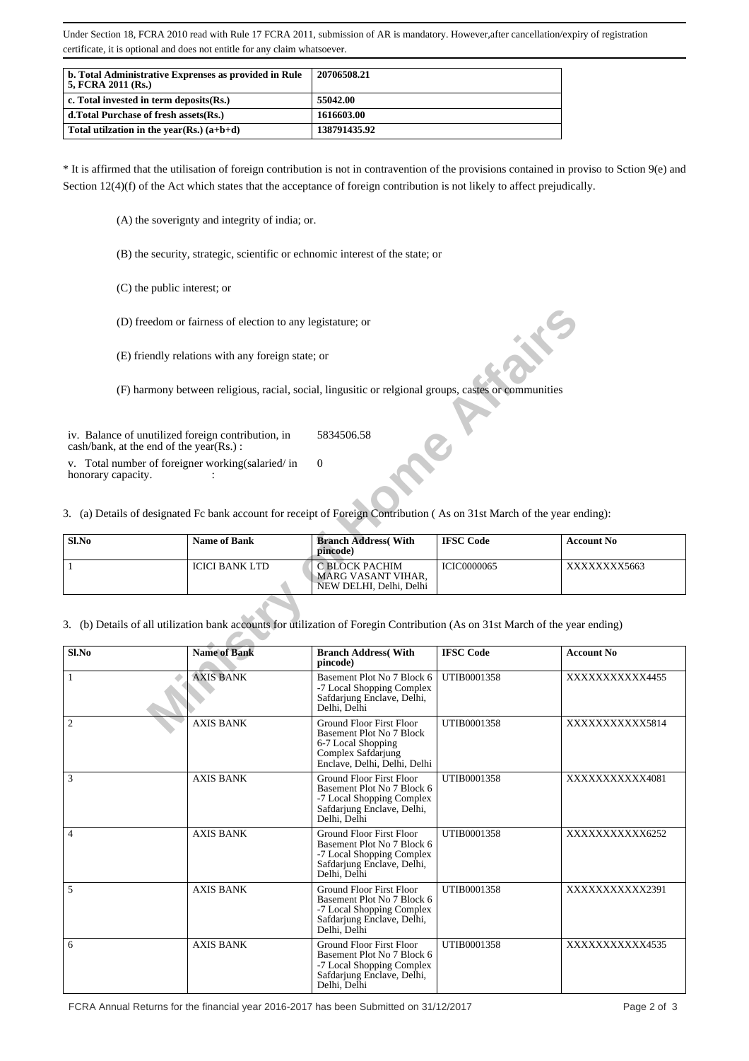Under Section 18, FCRA 2010 read with Rule 17 FCRA 2011, submission of AR is mandatory. However,after cancellation/expiry of registration certificate, it is optional and does not entitle for any claim whatsoever.

| b. Total Administrative Expenses as provided in Rule 5, FCRA 2011 (Rs.) | 20706508.21 |
|---|---|
| c. Total invested in term deposits(Rs.) | 55042.00 |
| d.Total Purchase of fresh assets(Rs.) | 1616603.00 |
| Total utilzation in the year(Rs.) (a+b+d) | 138791435.92 |

* It is affirmed that the utilisation of foreign contribution is not in contravention of the provisions contained in proviso to Sction 9(e) and Section 12(4)(f) of the Act which states that the acceptance of foreign contribution is not likely to affect prejudically.

(A) the soverignty and integrity of india; or.

(B) the security, strategic, scientific or echnomic interest of the state; or

(C) the public interest; or

(D) freedom or fairness of election to any legistature; or

(E) friendly relations with any foreign state; or

(F) harmony between religious, racial, social, lingusitic or relgional groups, castes or communities

| iv. Balance of unutilized foreign contribution, in cash/bank, at the end of the year(Rs.) : | 5834506.58 |
|---|---|
| v. Total number of foreigner working(salaried/ in honorary capacity. : | 0 |

3. (a) Details of designated Fc bank account for receipt of Foreign Contribution ( As on 31st March of the year ending):

| Sl.No | Name of Bank | Branch Address( With pincode) | IFSC Code | Account No |
|---|---|---|---|---|
| 1 | ICICI BANK LTD | C BLOCK PACHIM MARG VASANT VIHAR, NEW DELHI, Delhi, Delhi | ICIC0000065 | XXXXXXXX5663 |

3. (b) Details of all utilization bank accounts for utilization of Foregin Contribution (As on 31st March of the year ending)

| Sl.No | Name of Bank | Branch Address( With pincode) | IFSC Code | Account No |
|---|---|---|---|---|
| 1 | AXIS BANK | Basement Plot No 7 Block 6 -7 Local Shopping Complex Safdarjung Enclave, Delhi, Delhi, Delhi | UTIB0001358 | XXXXXXXXXXX4455 |
| 2 | AXIS BANK | Ground Floor First Floor Basement Plot No 7 Block 6-7 Local Shopping Complex Safdarjung Enclave, Delhi, Delhi, Delhi | UTIB0001358 | XXXXXXXXXXX5814 |
| 3 | AXIS BANK | Ground Floor First Floor Basement Plot No 7 Block 6 -7 Local Shopping Complex Safdarjung Enclave, Delhi, Delhi, Delhi | UTIB0001358 | XXXXXXXXXXX4081 |
| 4 | AXIS BANK | Ground Floor First Floor Basement Plot No 7 Block 6 -7 Local Shopping Complex Safdarjung Enclave, Delhi, Delhi, Delhi | UTIB0001358 | XXXXXXXXXXX6252 |
| 5 | AXIS BANK | Ground Floor First Floor Basement Plot No 7 Block 6 -7 Local Shopping Complex Safdarjung Enclave, Delhi, Delhi, Delhi | UTIB0001358 | XXXXXXXXXXX2391 |
| 6 | AXIS BANK | Ground Floor First Floor Basement Plot No 7 Block 6 -7 Local Shopping Complex Safdarjung Enclave, Delhi, Delhi, Delhi | UTIB0001358 | XXXXXXXXXXX4535 |

FCRA Annual Returns for the financial year 2016-2017 has been Submitted on 31/12/2017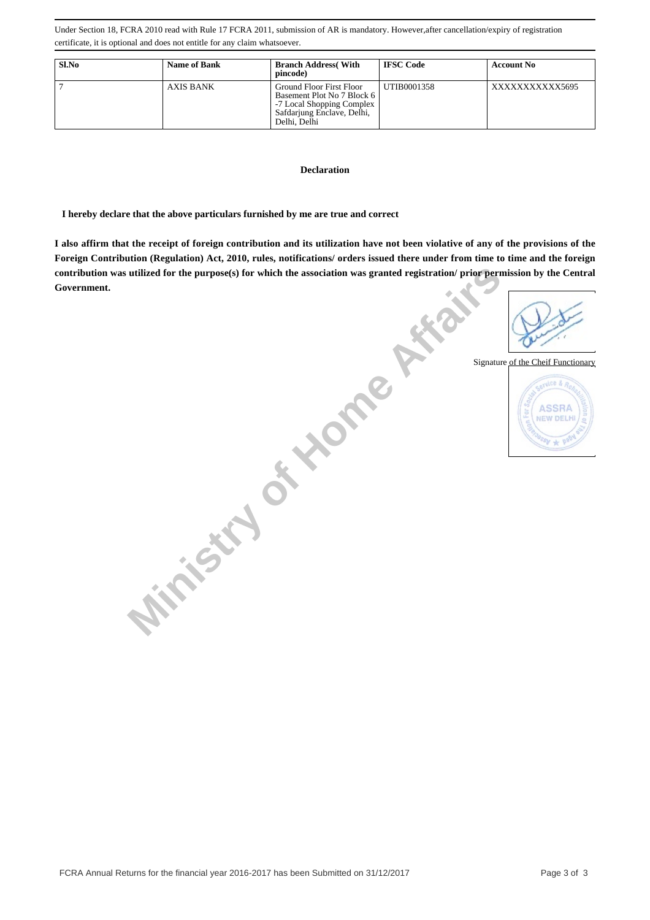Under Section 18, FCRA 2010 read with Rule 17 FCRA 2011, submission of AR is mandatory. However,after cancellation/expiry of registration certificate, it is optional and does not entitle for any claim whatsoever.

| Sl.No | Name of Bank | Branch Address( With pincode) | IFSC Code | Account No |
|---|---|---|---|---|
| 7 | AXIS BANK | Ground Floor First Floor Basement Plot No 7 Block 6 -7 Local Shopping Complex Safdarjung Enclave, Delhi, Delhi, Delhi | UTIB0001358 | XXXXXXXXXXX5695 |

**Declaration**

**I hereby declare that the above particulars furnished by me are true and correct**

**I also affirm that the receipt of foreign contribution and its utilization have not been violative of any of the provisions of the Foreign Contribution (Regulation) Act, 2010, rules, notifications/ orders issued there under from time to time and the foreign contribution was utilized for the purpose(s) for which the association was granted registration/ prior permission by the Central Government.**

Signature of the Cheif Functionary

FCRA Annual Returns for the financial year 2016-2017 has been Submitted on 31/12/2017